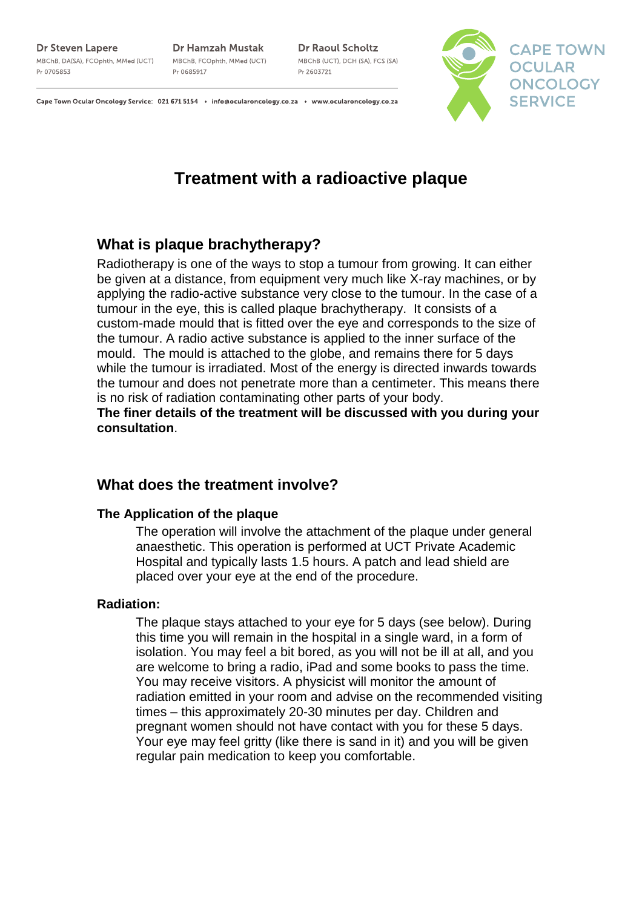**Dr Steven Lapere**
MBChB, DA(SA), FCOphth, MMed (UCT)
Pr 0705853

**Dr Hamzah Mustak**
MBChB, FCOphth, MMed (UCT)
Pr 0685917

**Dr Raoul Scholtz**
MBChB (UCT), DCH (SA), FCS (SA)
Pr 2603721

CAPE TOWN OCULAR ONCOLOGY SERVICE

Cape Town Ocular Oncology Service: 021 671 5154 • info@ocularoncology.co.za • www.ocularoncology.co.za

# Treatment with a radioactive plaque

## What is plaque brachytherapy?

Radiotherapy is one of the ways to stop a tumour from growing. It can either be given at a distance, from equipment very much like X-ray machines, or by applying the radio-active substance very close to the tumour. In the case of a tumour in the eye, this is called plaque brachytherapy. It consists of a custom-made mould that is fitted over the eye and corresponds to the size of the tumour. A radio active substance is applied to the inner surface of the mould. The mould is attached to the globe, and remains there for 5 days while the tumour is irradiated. Most of the energy is directed inwards towards the tumour and does not penetrate more than a centimeter. This means there is no risk of radiation contaminating other parts of your body.
**The finer details of the treatment will be discussed with you during your consultation**.

## What does the treatment involve?

### The Application of the plaque

The operation will involve the attachment of the plaque under general anaesthetic. This operation is performed at UCT Private Academic Hospital and typically lasts 1.5 hours. A patch and lead shield are placed over your eye at the end of the procedure.

### Radiation:

The plaque stays attached to your eye for 5 days (see below). During this time you will remain in the hospital in a single ward, in a form of isolation. You may feel a bit bored, as you will not be ill at all, and you are welcome to bring a radio, iPad and some books to pass the time. You may receive visitors. A physicist will monitor the amount of radiation emitted in your room and advise on the recommended visiting times – this approximately 20-30 minutes per day. Children and pregnant women should not have contact with you for these 5 days. Your eye may feel gritty (like there is sand in it) and you will be given regular pain medication to keep you comfortable.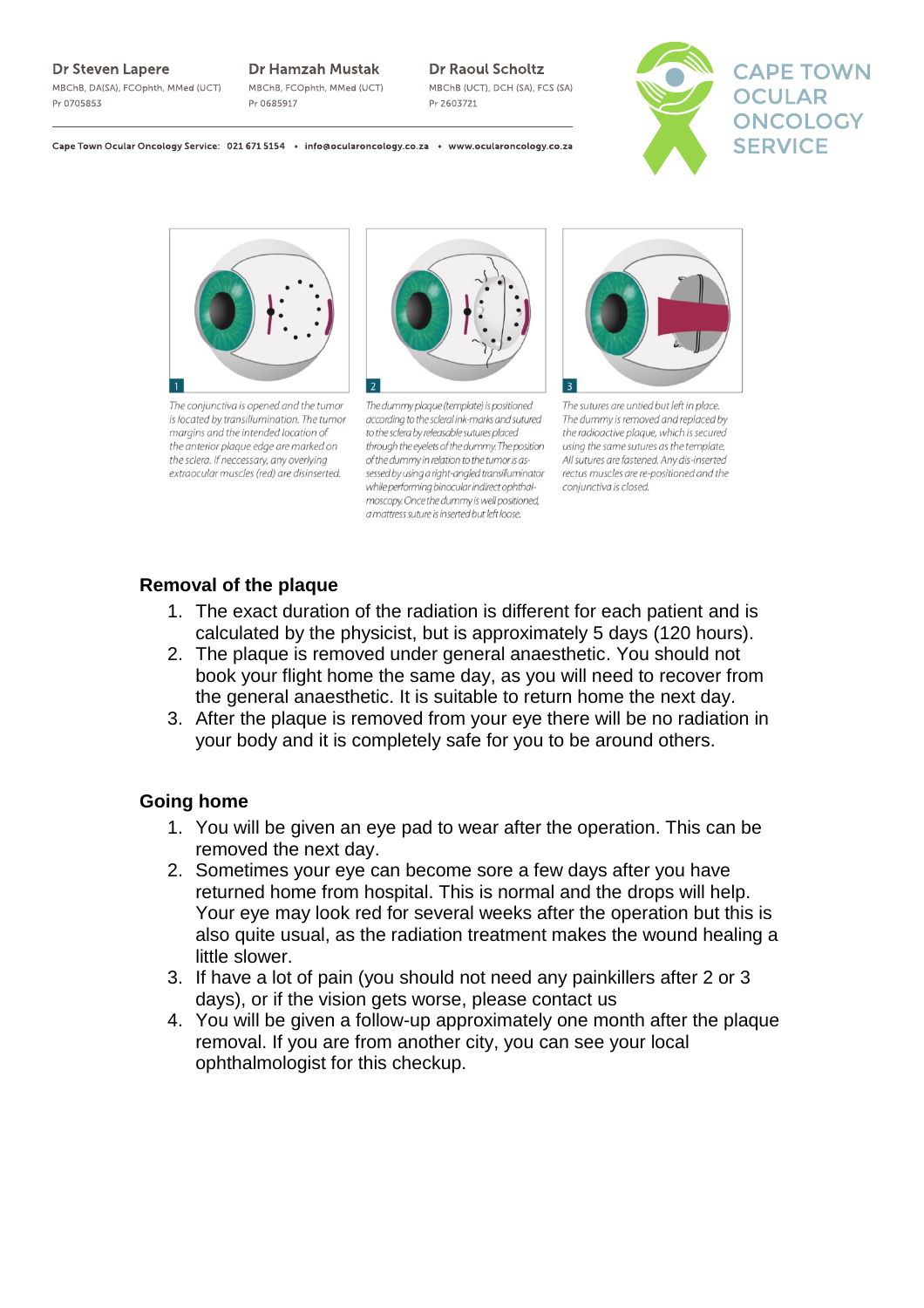1

The conjunctiva is opened and the tumor is located by transillumination. The tumor margins and the intended location of the anterior plaque edge are marked on the sclera. If neccessary, any overlying extraocular muscles (red) are disinserted.

2

The dummy plaque (template) is positioned according to the scleral ink-marks and sutured to the sclera by releasable sutures placed through the eyelets of the dummy. The position of the dummy in relation to the tumor is assessed by using a right-angled transilluminator while performing binocular indirect ophthalmoscopy. Once the dummy is well positioned, a mattress suture is inserted but left loose.

3

The sutures are untied but left in place. The dummy is removed and replaced by the radioactive plaque, which is secured using the same sutures as the template. All sutures are fastened. Any dis-inserted rectus muscles are re-positioned and the conjunctiva is closed.

### Removal of the plaque

1. The exact duration of the radiation is different for each patient and is calculated by the physicist, but is approximately 5 days (120 hours).
2. The plaque is removed under general anaesthetic. You should not book your flight home the same day, as you will need to recover from the general anaesthetic. It is suitable to return home the next day.
3. After the plaque is removed from your eye there will be no radiation in your body and it is completely safe for you to be around others.

### Going home

1. You will be given an eye pad to wear after the operation. This can be removed the next day.
2. Sometimes your eye can become sore a few days after you have returned home from hospital. This is normal and the drops will help. Your eye may look red for several weeks after the operation but this is also quite usual, as the radiation treatment makes the wound healing a little slower.
3. If have a lot of pain (you should not need any painkillers after 2 or 3 days), or if the vision gets worse, please contact us
4. You will be given a follow-up approximately one month after the plaque removal. If you are from another city, you can see your local ophthalmologist for this checkup.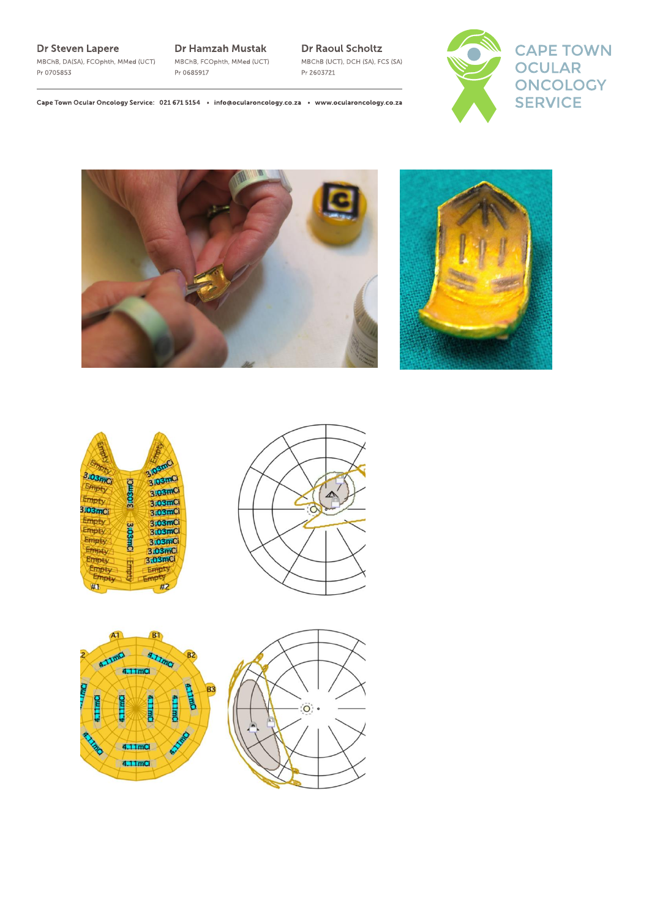Empty
Empty
3.03mCi
Empty
3.03mCi
Empty
Empty
Empty
Empty
Empty
Empty
Empty
Empty
3.03mCi
3.03mCi
Empty
Empty
3.03mCi
3.03mCi
3.03mCi
3.03mCi
3.03mCi
3.03mCi
3.03mCi
3.03mCi
3.03mCi
3.03mCi
3.03mCi
Empty
Empty
#1
#2

A1
B1
B2
B3
2
4.11mCi
4.11mCi
4.11mCi
4.11mCi
4.11mCi
4.11mCi
4.11mCi
4.11mCi
4.11mCi
4.11mCi
4.11mCi
4.11mCi
4.11mCi
4.11mCi